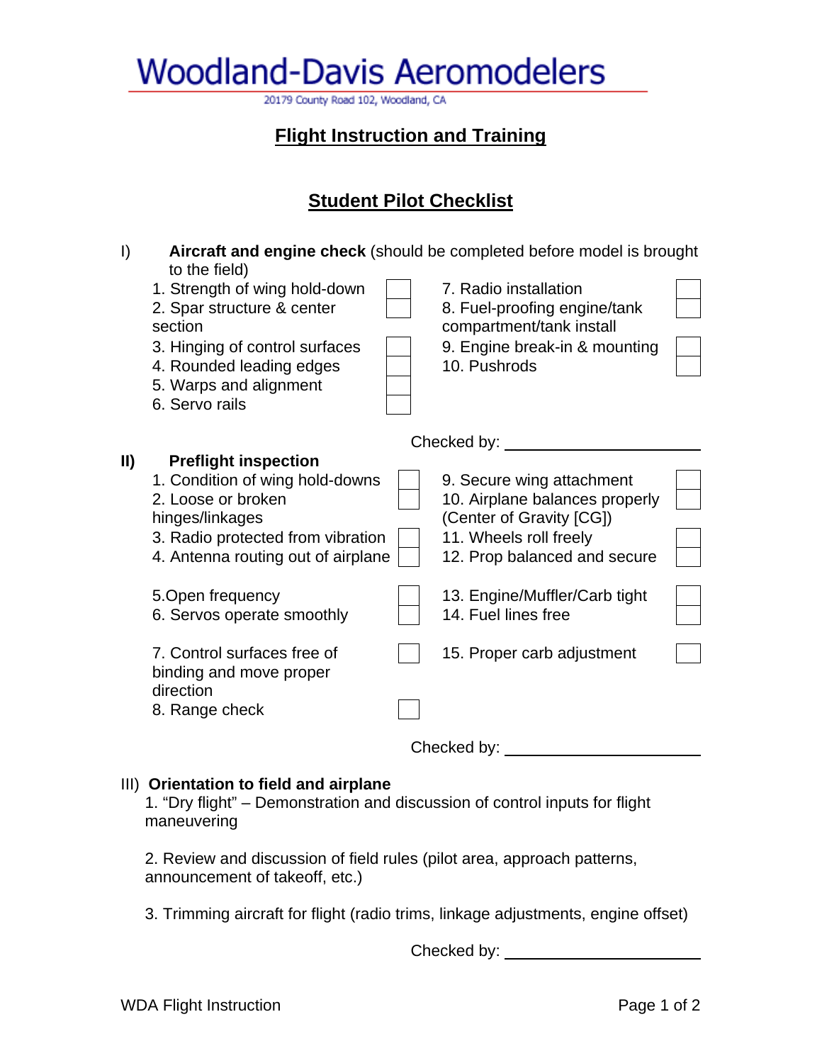# Woodland-Davis Aeromodelers

20179 County Road 102, Woodland, CA

## Flight Instruction and Training

## Student Pilot Checklist

### I) **Aircraft and engine check** (should be completed before model is brought to the field)

- 1. Strength of wing hold-down ☐
- 2. Spar structure & center section ☐
- 3. Hinging of control surfaces ☐
- 4. Rounded leading edges ☐
- 5. Warps and alignment ☐
- 6. Servo rails ☐
- 7. Radio installation ☐
- 8. Fuel-proofing engine/tank compartment/tank install ☐
- 9. Engine break-in & mounting ☐
- 10. Pushrods ☐

Checked by: ______________________

### II) **Preflight inspection**

- 1. Condition of wing hold-downs ☐
- 2. Loose or broken hinges/linkages ☐
- 3. Radio protected from vibration ☐
- 4. Antenna routing out of airplane ☐
- 5. Open frequency ☐
- 6. Servos operate smoothly ☐
- 7. Control surfaces free of binding and move proper direction ☐
- 8. Range check ☐
- 9. Secure wing attachment ☐
- 10. Airplane balances properly (Center of Gravity [CG]) ☐
- 11. Wheels roll freely ☐
- 12. Prop balanced and secure ☐
- 13. Engine/Muffler/Carb tight ☐
- 14. Fuel lines free ☐
- 15. Proper carb adjustment ☐

Checked by: ______________________

### III) **Orientation to field and airplane**

1. "Dry flight" – Demonstration and discussion of control inputs for flight maneuvering

2. Review and discussion of field rules (pilot area, approach patterns, announcement of takeoff, etc.)

3. Trimming aircraft for flight (radio trims, linkage adjustments, engine offset)

Checked by: ______________________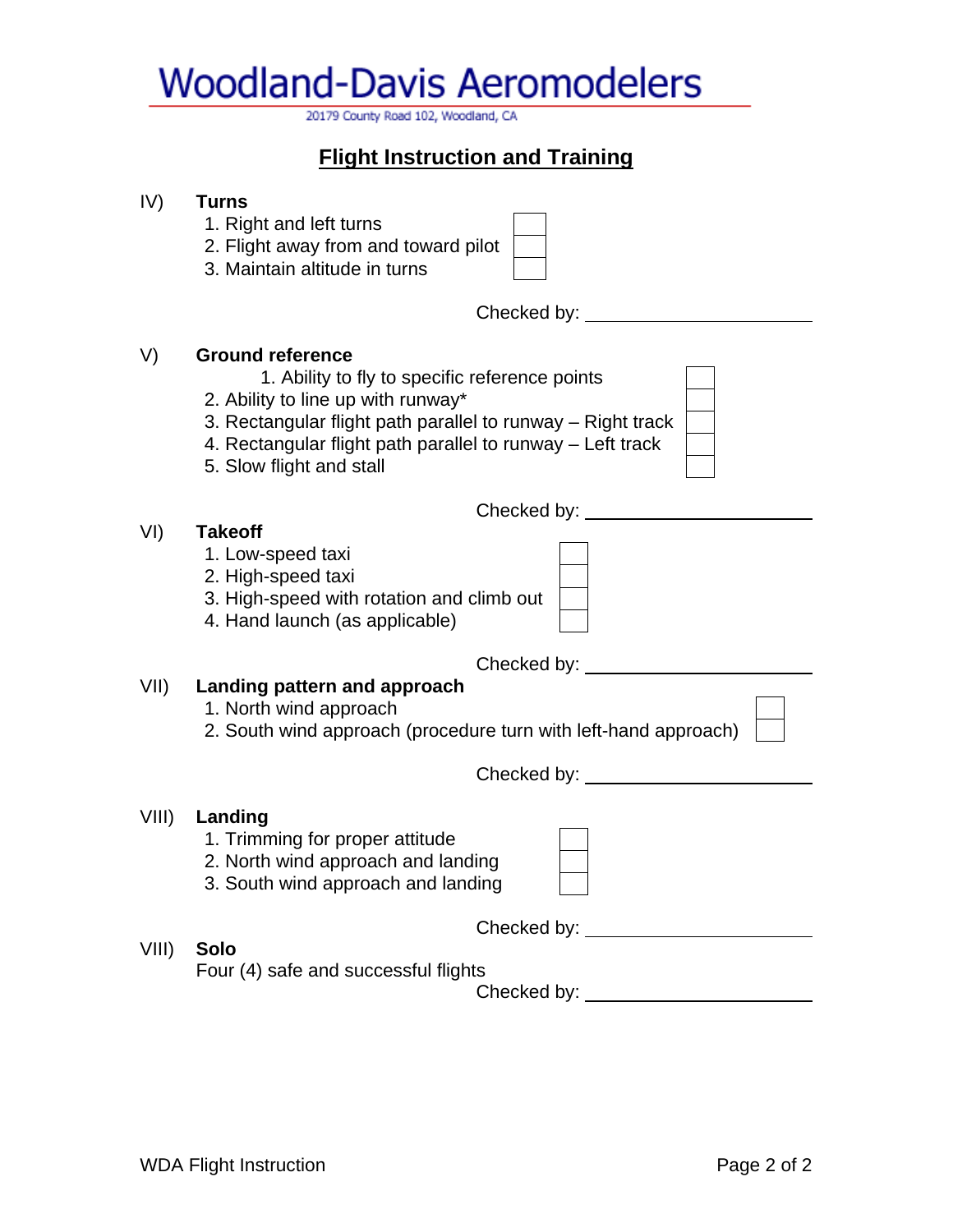# Woodland-Davis Aeromodelers

20179 County Road 102, Woodland, CA

## Flight Instruction and Training

IV) **Turns**

1. Right and left turns ☐
2. Flight away from and toward pilot ☐
3. Maintain altitude in turns ☐

Checked by: ______________________

V) **Ground reference**

1. Ability to fly to specific reference points ☐
2. Ability to line up with runway* ☐
3. Rectangular flight path parallel to runway – Right track ☐
4. Rectangular flight path parallel to runway – Left track ☐
5. Slow flight and stall ☐

Checked by: ______________________

VI) **Takeoff**

1. Low-speed taxi ☐
2. High-speed taxi ☐
3. High-speed with rotation and climb out ☐
4. Hand launch (as applicable) ☐

Checked by: ______________________

VII) **Landing pattern and approach**

1. North wind approach ☐
2. South wind approach (procedure turn with left-hand approach) ☐

Checked by: ______________________

VIII) **Landing**

1. Trimming for proper attitude ☐
2. North wind approach and landing ☐
3. South wind approach and landing ☐

Checked by: ______________________

VIII) **Solo**

Four (4) safe and successful flights

Checked by: ______________________

WDA Flight Instruction